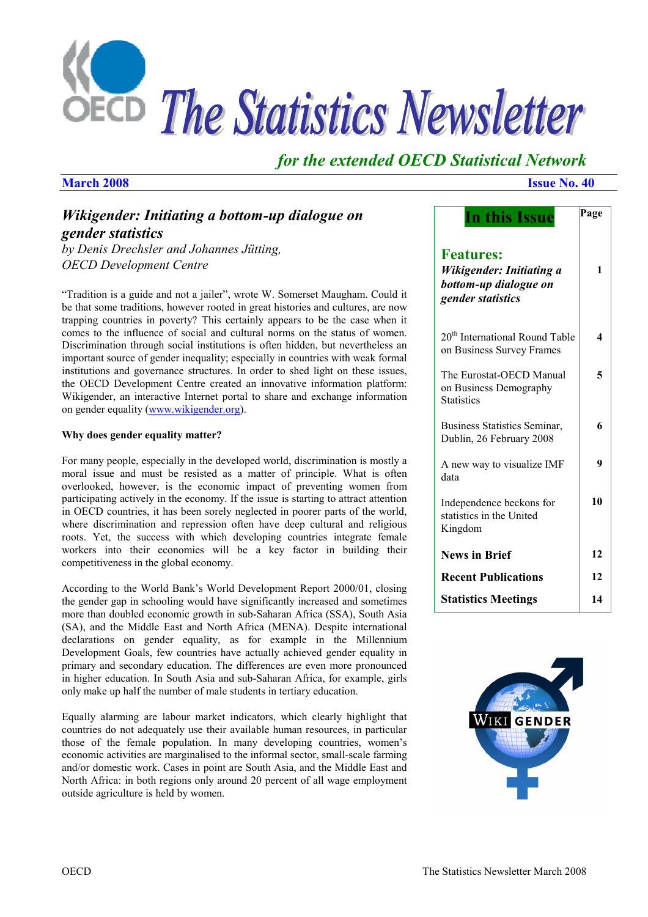# The Statistics Newsletter

*for the extended OECD Statistical Network*

**March 2008** **Issue No. 40**

## *Wikigender: Initiating a bottom-up dialogue on gender statistics*

*by Denis Drechsler and Johannes Jütting, OECD Development Centre*

"Tradition is a guide and not a jailer", wrote W. Somerset Maugham. Could it be that some traditions, however rooted in great histories and cultures, are now trapping countries in poverty? This certainly appears to be the case when it comes to the influence of social and cultural norms on the status of women. Discrimination through social institutions is often hidden, but nevertheless an important source of gender inequality; especially in countries with weak formal institutions and governance structures. In order to shed light on these issues, the OECD Development Centre created an innovative information platform: Wikigender, an interactive Internet portal to share and exchange information on gender equality (www.wikigender.org).

**Why does gender equality matter?**

For many people, especially in the developed world, discrimination is mostly a moral issue and must be resisted as a matter of principle. What is often overlooked, however, is the economic impact of preventing women from participating actively in the economy. If the issue is starting to attract attention in OECD countries, it has been sorely neglected in poorer parts of the world, where discrimination and repression often have deep cultural and religious roots. Yet, the success with which developing countries integrate female workers into their economies will be a key factor in building their competitiveness in the global economy.

According to the World Bank's World Development Report 2000/01, closing the gender gap in schooling would have significantly increased and sometimes more than doubled economic growth in sub-Saharan Africa (SSA), South Asia (SA), and the Middle East and North Africa (MENA). Despite international declarations on gender equality, as for example in the Millennium Development Goals, few countries have actually achieved gender equality in primary and secondary education. The differences are even more pronounced in higher education. In South Asia and sub-Saharan Africa, for example, girls only make up half the number of male students in tertiary education.

Equally alarming are labour market indicators, which clearly highlight that countries do not adequately use their available human resources, in particular those of the female population. In many developing countries, women's economic activities are marginalised to the informal sector, small-scale farming and/or domestic work. Cases in point are South Asia, and the Middle East and North Africa: in both regions only around 20 percent of all wage employment outside agriculture is held by women.

| In this Issue | Page |
|---|---|
| **Features:** | |
| ***Wikigender: Initiating a bottom-up dialogue on gender statistics*** | 1 |
| 20th International Round Table on Business Survey Frames | 4 |
| The Eurostat-OECD Manual on Business Demography Statistics | 5 |
| Business Statistics Seminar, Dublin, 26 February 2008 | 6 |
| A new way to visualize IMF data | 9 |
| Independence beckons for statistics in the United Kingdom | 10 |
| **News in Brief** | 12 |
| **Recent Publications** | 12 |
| **Statistics Meetings** | 14 |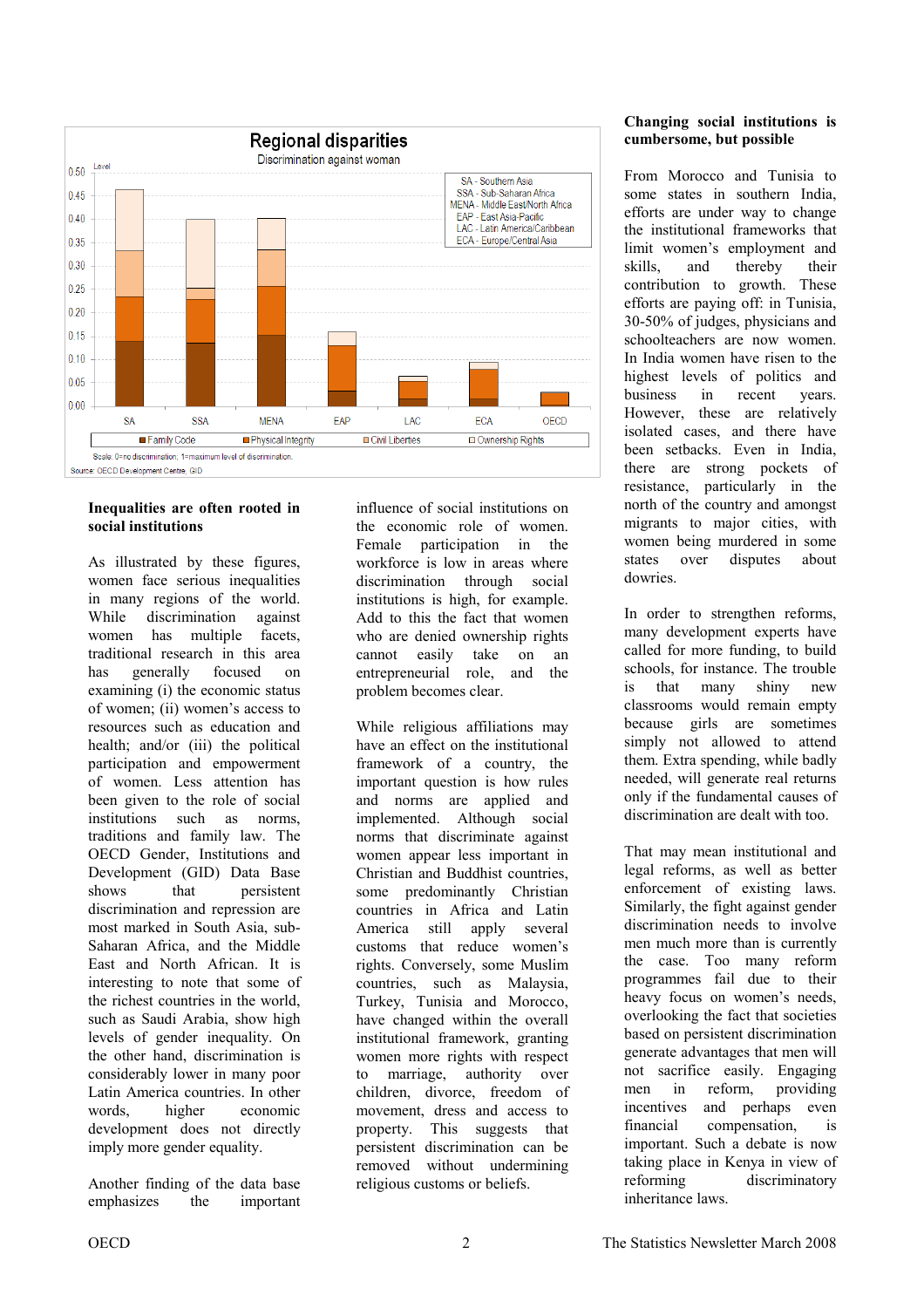**Regional disparities**

Discrimination against woman

SA - Southern Asia
SSA - Sub-Saharan Africa
MENA - Middle East/North Africa
EAP - East Asia-Pacific
LAC - Latin America/Caribbean
ECA - Europe/Central Asia

Family Code | Physical Integrity | Civil Liberties | Ownership Rights

Scale: 0=no discrimination, 1=maximum level of discrimination.

Source: OECD Development Centre, GID

**Inequalities are often rooted in social institutions**

As illustrated by these figures, women face serious inequalities in many regions of the world. While discrimination against women has multiple facets, traditional research in this area has generally focused on examining (i) the economic status of women; (ii) women's access to resources such as education and health; and/or (iii) the political participation and empowerment of women. Less attention has been given to the role of social institutions such as norms, traditions and family law. The OECD Gender, Institutions and Development (GID) Data Base shows that persistent discrimination and repression are most marked in South Asia, sub-Saharan Africa, and the Middle East and North African. It is interesting to note that some of the richest countries in the world, such as Saudi Arabia, show high levels of gender inequality. On the other hand, discrimination is considerably lower in many poor Latin America countries. In other words, higher economic development does not directly imply more gender equality.

Another finding of the data base emphasizes the important influence of social institutions on the economic role of women. Female participation in the workforce is low in areas where discrimination through social institutions is high, for example. Add to this the fact that women who are denied ownership rights cannot easily take on an entrepreneurial role, and the problem becomes clear.

While religious affiliations may have an effect on the institutional framework of a country, the important question is how rules and norms are applied and implemented. Although social norms that discriminate against women appear less important in Christian and Buddhist countries, some predominantly Christian countries in Africa and Latin America still apply several customs that reduce women's rights. Conversely, some Muslim countries, such as Malaysia, Turkey, Tunisia and Morocco, have changed within the overall institutional framework, granting women more rights with respect to marriage, authority over children, divorce, freedom of movement, dress and access to property. This suggests that persistent discrimination can be removed without undermining religious customs or beliefs.

**Changing social institutions is cumbersome, but possible**

From Morocco and Tunisia to some states in southern India, efforts are under way to change the institutional frameworks that limit women's employment and skills, and thereby their contribution to growth. These efforts are paying off: in Tunisia, 30-50% of judges, physicians and schoolteachers are now women. In India women have risen to the highest levels of politics and business in recent years. However, these are relatively isolated cases, and there have been setbacks. Even in India, there are strong pockets of resistance, particularly in the north of the country and amongst migrants to major cities, with women being murdered in some states over disputes about dowries.

In order to strengthen reforms, many development experts have called for more funding, to build schools, for instance. The trouble is that many shiny new classrooms would remain empty because girls are sometimes simply not allowed to attend them. Extra spending, while badly needed, will generate real returns only if the fundamental causes of discrimination are dealt with too.

That may mean institutional and legal reforms, as well as better enforcement of existing laws. Similarly, the fight against gender discrimination needs to involve men much more than is currently the case. Too many reform programmes fail due to their heavy focus on women's needs, overlooking the fact that societies based on persistent discrimination generate advantages that men will not sacrifice easily. Engaging men in reform, providing incentives and perhaps even financial compensation, is important. Such a debate is now taking place in Kenya in view of reforming discriminatory inheritance laws.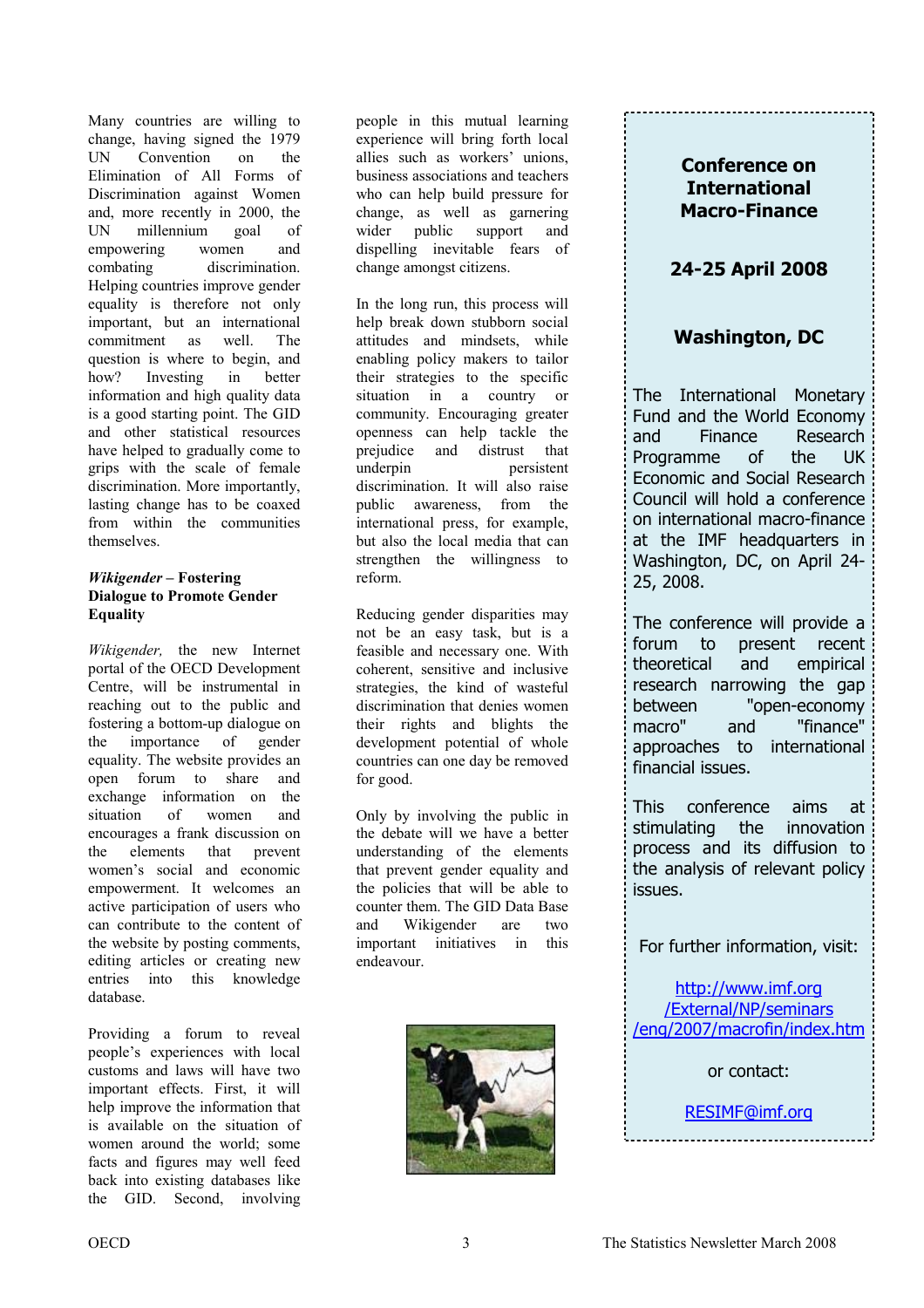Many countries are willing to change, having signed the 1979 UN Convention on the Elimination of All Forms of Discrimination against Women and, more recently in 2000, the UN millennium goal of empowering women and combating discrimination. Helping countries improve gender equality is therefore not only important, but an international commitment as well. The question is where to begin, and how? Investing in better information and high quality data is a good starting point. The GID and other statistical resources have helped to gradually come to grips with the scale of female discrimination. More importantly, lasting change has to be coaxed from within the communities themselves.

### *Wikigender* – Fostering Dialogue to Promote Gender Equality

*Wikigender,* the new Internet portal of the OECD Development Centre, will be instrumental in reaching out to the public and fostering a bottom-up dialogue on the importance of gender equality. The website provides an open forum to share and exchange information on the situation of women and encourages a frank discussion on the elements that prevent women's social and economic empowerment. It welcomes an active participation of users who can contribute to the content of the website by posting comments, editing articles or creating new entries into this knowledge database.

Providing a forum to reveal people's experiences with local customs and laws will have two important effects. First, it will help improve the information that is available on the situation of women around the world; some facts and figures may well feed back into existing databases like the GID. Second, involving people in this mutual learning experience will bring forth local allies such as workers' unions, business associations and teachers who can help build pressure for change, as well as garnering wider public support and dispelling inevitable fears of change amongst citizens.

In the long run, this process will help break down stubborn social attitudes and mindsets, while enabling policy makers to tailor their strategies to the specific situation in a country or community. Encouraging greater openness can help tackle the prejudice and distrust that underpin persistent discrimination. It will also raise public awareness, from the international press, for example, but also the local media that can strengthen the willingness to reform.

Reducing gender disparities may not be an easy task, but is a feasible and necessary one. With coherent, sensitive and inclusive strategies, the kind of wasteful discrimination that denies women their rights and blights the development potential of whole countries can one day be removed for good.

Only by involving the public in the debate will we have a better understanding of the elements that prevent gender equality and the policies that will be able to counter them. The GID Data Base and Wikigender are two important initiatives in this endeavour.

---

## Conference on International Macro-Finance

### 24-25 April 2008

### Washington, DC

The International Monetary Fund and the World Economy and Finance Research Programme of the UK Economic and Social Research Council will hold a conference on international macro-finance at the IMF headquarters in Washington, DC, on April 24-25, 2008.

The conference will provide a forum to present recent theoretical and empirical research narrowing the gap between "open-economy macro" and "finance" approaches to international financial issues.

This conference aims at stimulating the innovation process and its diffusion to the analysis of relevant policy issues.

For further information, visit:

http://www.imf.org/External/NP/seminars/eng/2007/macrofin/index.htm

or contact:

RESIMF@imf.org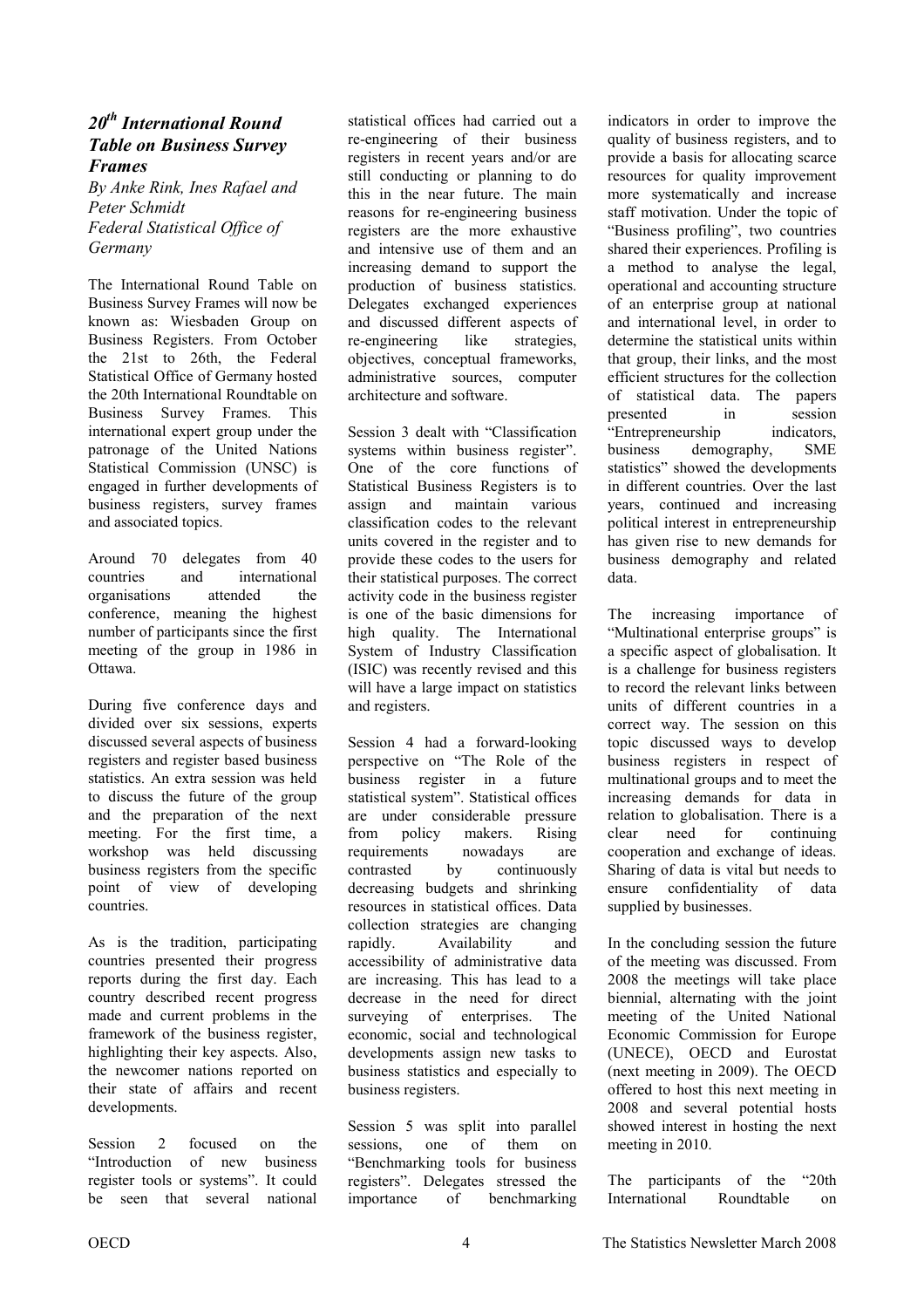## *20th International Round Table on Business Survey Frames*

*By Anke Rink, Ines Rafael and Peter Schmidt*
*Federal Statistical Office of Germany*

The International Round Table on Business Survey Frames will now be known as: Wiesbaden Group on Business Registers. From October the 21st to 26th, the Federal Statistical Office of Germany hosted the 20th International Roundtable on Business Survey Frames. This international expert group under the patronage of the United Nations Statistical Commission (UNSC) is engaged in further developments of business registers, survey frames and associated topics.

Around 70 delegates from 40 countries and international organisations attended the conference, meaning the highest number of participants since the first meeting of the group in 1986 in Ottawa.

During five conference days and divided over six sessions, experts discussed several aspects of business registers and register based business statistics. An extra session was held to discuss the future of the group and the preparation of the next meeting. For the first time, a workshop was held discussing business registers from the specific point of view of developing countries.

As is the tradition, participating countries presented their progress reports during the first day. Each country described recent progress made and current problems in the framework of the business register, highlighting their key aspects. Also, the newcomer nations reported on their state of affairs and recent developments.

Session 2 focused on the "Introduction of new business register tools or systems". It could be seen that several national statistical offices had carried out a re-engineering of their business registers in recent years and/or are still conducting or planning to do this in the near future. The main reasons for re-engineering business registers are the more exhaustive and intensive use of them and an increasing demand to support the production of business statistics. Delegates exchanged experiences and discussed different aspects of re-engineering like strategies, objectives, conceptual frameworks, administrative sources, computer architecture and software.

Session 3 dealt with "Classification systems within business register". One of the core functions of Statistical Business Registers is to assign and maintain various classification codes to the relevant units covered in the register and to provide these codes to the users for their statistical purposes. The correct activity code in the business register is one of the basic dimensions for high quality. The International System of Industry Classification (ISIC) was recently revised and this will have a large impact on statistics and registers.

Session 4 had a forward-looking perspective on "The Role of the business register in a future statistical system". Statistical offices are under considerable pressure from policy makers. Rising requirements nowadays are contrasted by continuously decreasing budgets and shrinking resources in statistical offices. Data collection strategies are changing rapidly. Availability and accessibility of administrative data are increasing. This has lead to a decrease in the need for direct surveying of enterprises. The economic, social and technological developments assign new tasks to business statistics and especially to business registers.

Session 5 was split into parallel sessions, one of them on "Benchmarking tools for business registers". Delegates stressed the importance of benchmarking indicators in order to improve the quality of business registers, and to provide a basis for allocating scarce resources for quality improvement more systematically and increase staff motivation. Under the topic of "Business profiling", two countries shared their experiences. Profiling is a method to analyse the legal, operational and accounting structure of an enterprise group at national and international level, in order to determine the statistical units within that group, their links, and the most efficient structures for the collection of statistical data. The papers presented in session "Entrepreneurship indicators, business demography, SME statistics" showed the developments in different countries. Over the last years, continued and increasing political interest in entrepreneurship has given rise to new demands for business demography and related data.

The increasing importance of "Multinational enterprise groups" is a specific aspect of globalisation. It is a challenge for business registers to record the relevant links between units of different countries in a correct way. The session on this topic discussed ways to develop business registers in respect of multinational groups and to meet the increasing demands for data in relation to globalisation. There is a clear need for continuing cooperation and exchange of ideas. Sharing of data is vital but needs to ensure confidentiality of data supplied by businesses.

In the concluding session the future of the meeting was discussed. From 2008 the meetings will take place biennial, alternating with the joint meeting of the United National Economic Commission for Europe (UNECE), OECD and Eurostat (next meeting in 2009). The OECD offered to host this next meeting in 2008 and several potential hosts showed interest in hosting the next meeting in 2010.

The participants of the "20th International Roundtable on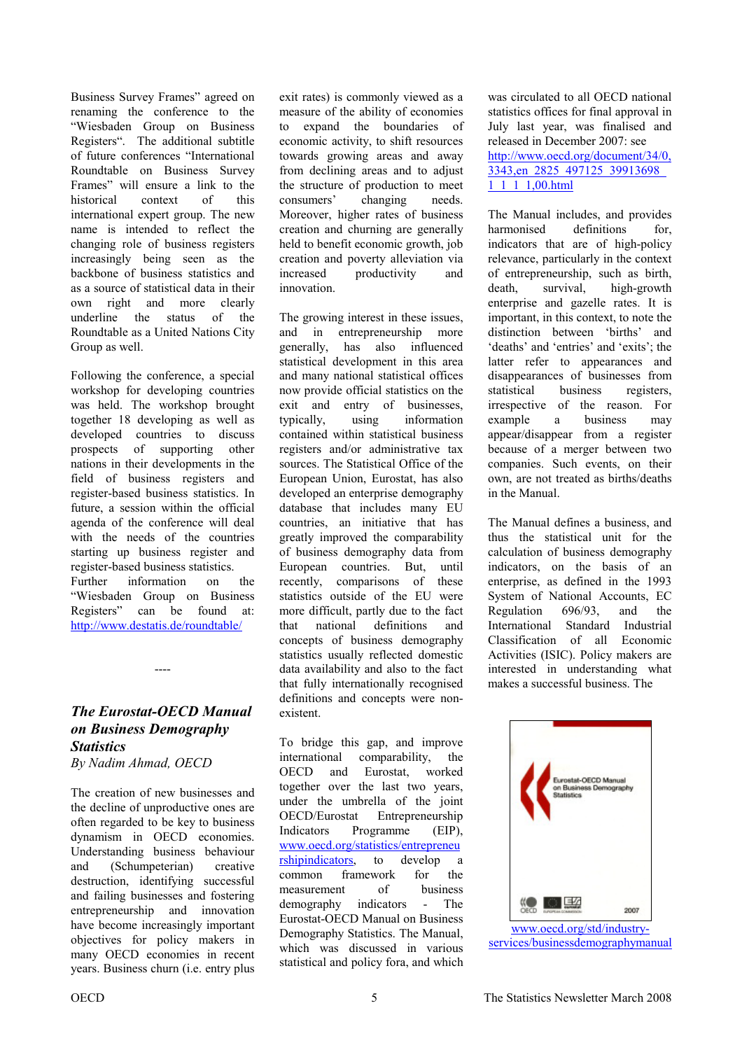Business Survey Frames" agreed on renaming the conference to the "Wiesbaden Group on Business Registers". The additional subtitle of future conferences "International Roundtable on Business Survey Frames" will ensure a link to the historical context of this international expert group. The new name is intended to reflect the changing role of business registers increasingly being seen as the backbone of business statistics and as a source of statistical data in their own right and more clearly underline the status of the Roundtable as a United Nations City Group as well.

Following the conference, a special workshop for developing countries was held. The workshop brought together 18 developing as well as developed countries to discuss prospects of supporting other nations in their developments in the field of business registers and register-based business statistics. In future, a session within the official agenda of the conference will deal with the needs of the countries starting up business register and register-based business statistics. Further information on the "Wiesbaden Group on Business Registers" can be found at: http://www.destatis.de/roundtable/

----

## *The Eurostat-OECD Manual on Business Demography Statistics*

*By Nadim Ahmad, OECD*

The creation of new businesses and the decline of unproductive ones are often regarded to be key to business dynamism in OECD economies. Understanding business behaviour and (Schumpeterian) creative destruction, identifying successful and failing businesses and fostering entrepreneurship and innovation have become increasingly important objectives for policy makers in many OECD economies in recent years. Business churn (i.e. entry plus exit rates) is commonly viewed as a measure of the ability of economies to expand the boundaries of economic activity, to shift resources towards growing areas and away from declining areas and to adjust the structure of production to meet consumers' changing needs. Moreover, higher rates of business creation and churning are generally held to benefit economic growth, job creation and poverty alleviation via increased productivity and innovation.

The growing interest in these issues, and in entrepreneurship more generally, has also influenced statistical development in this area and many national statistical offices now provide official statistics on the exit and entry of businesses, typically, using information contained within statistical business registers and/or administrative tax sources. The Statistical Office of the European Union, Eurostat, has also developed an enterprise demography database that includes many EU countries, an initiative that has greatly improved the comparability of business demography data from European countries. But, until recently, comparisons of these statistics outside of the EU were more difficult, partly due to the fact that national definitions and concepts of business demography statistics usually reflected domestic data availability and also to the fact that fully internationally recognised definitions and concepts were non-existent.

To bridge this gap, and improve international comparability, the OECD and Eurostat, worked together over the last two years, under the umbrella of the joint OECD/Eurostat Entrepreneurship Indicators Programme (EIP), www.oecd.org/statistics/entrepreneurshipindicators, to develop a common framework for the measurement of business demography indicators - The Eurostat-OECD Manual on Business Demography Statistics. The Manual, which was discussed in various statistical and policy fora, and which was circulated to all OECD national statistics offices for final approval in July last year, was finalised and released in December 2007: see http://www.oecd.org/document/34/0,3343,en_2825_497125_39913698_1_1_1_1,00.html

The Manual includes, and provides harmonised definitions for, indicators that are of high-policy relevance, particularly in the context of entrepreneurship, such as birth, death, survival, high-growth enterprise and gazelle rates. It is important, in this context, to note the distinction between 'births' and 'deaths' and 'entries' and 'exits'; the latter refer to appearances and disappearances of businesses from statistical business registers, irrespective of the reason. For example a business may appear/disappear from a register because of a merger between two companies. Such events, on their own, are not treated as births/deaths in the Manual.

The Manual defines a business, and thus the statistical unit for the calculation of business demography indicators, on the basis of an enterprise, as defined in the 1993 System of National Accounts, EC Regulation 696/93, and the International Standard Industrial Classification of all Economic Activities (ISIC). Policy makers are interested in understanding what makes a successful business. The

www.oecd.org/std/industry-services/businessdemographymanual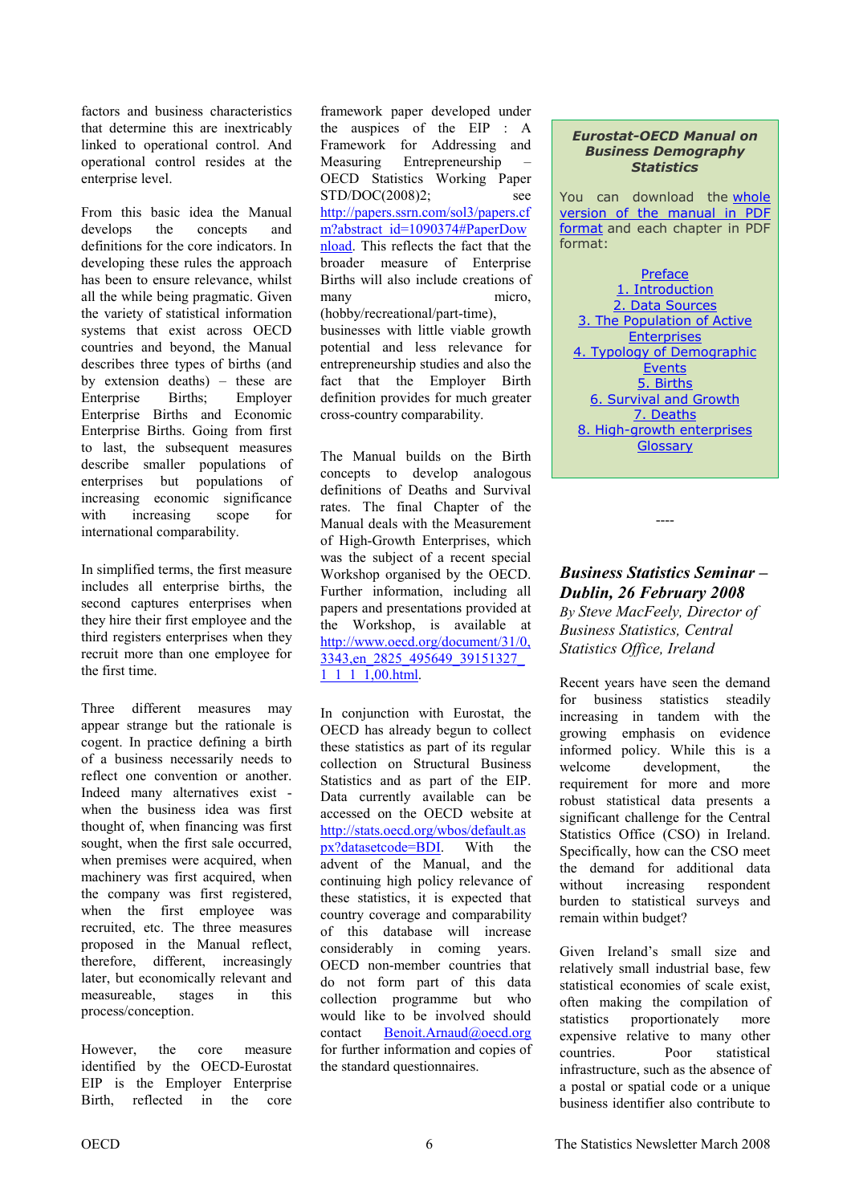factors and business characteristics that determine this are inextricably linked to operational control. And operational control resides at the enterprise level.

From this basic idea the Manual develops the concepts and definitions for the core indicators. In developing these rules the approach has been to ensure relevance, whilst all the while being pragmatic. Given the variety of statistical information systems that exist across OECD countries and beyond, the Manual describes three types of births (and by extension deaths) – these are Enterprise Births; Employer Enterprise Births and Economic Enterprise Births. Going from first to last, the subsequent measures describe smaller populations of enterprises but populations of increasing economic significance with increasing scope for international comparability.

In simplified terms, the first measure includes all enterprise births, the second captures enterprises when they hire their first employee and the third registers enterprises when they recruit more than one employee for the first time.

Three different measures may appear strange but the rationale is cogent. In practice defining a birth of a business necessarily needs to reflect one convention or another. Indeed many alternatives exist - when the business idea was first thought of, when financing was first sought, when the first sale occurred, when premises were first acquired, when machinery was first acquired, when the company was first registered, when the first employee was recruited, etc. The three measures proposed in the Manual reflect, therefore, different, increasingly later, but economically relevant and measureable, stages in this process/conception.

However, the core measure identified by the OECD-Eurostat EIP is the Employer Enterprise Birth, reflected in the core framework paper developed under the auspices of the EIP : A Framework for Addressing and Measuring Entrepreneurship – OECD Statistics Working Paper STD/DOC(2008)2; see [http://papers.ssrn.com/sol3/papers.cfm?abstract_id=1090374#PaperDownload](http://papers.ssrn.com/sol3/papers.cfm?abstract_id=1090374#PaperDownload). This reflects the fact that the broader measure of Enterprise Births will also include creations of many micro, (hobby/recreational/part-time), businesses with little viable growth potential and less relevance for entrepreneurship studies and also the fact that the Employer Birth definition provides for much greater cross-country comparability.

The Manual builds on the Birth concepts to develop analogous definitions of Deaths and Survival rates. The final Chapter of the Manual deals with the Measurement of High-Growth Enterprises, which was the subject of a recent special Workshop organised by the OECD. Further information, including all papers and presentations provided at the Workshop, is available at [http://www.oecd.org/document/31/0,3343,en_2825_495649_39151327_1_1_1_1,00.html](http://www.oecd.org/document/31/0,3343,en_2825_495649_39151327_1_1_1_1,00.html).

In conjunction with Eurostat, the OECD has already begun to collect these statistics as part of its regular collection on Structural Business Statistics and as part of the EIP. Data currently available can be accessed on the OECD website at [http://stats.oecd.org/wbos/default.aspx?datasetcode=BDI](http://stats.oecd.org/wbos/default.aspx?datasetcode=BDI). With the advent of the Manual, and the continuing high policy relevance of these statistics, it is expected that country coverage and comparability of this database will increase considerably in coming years. OECD non-member countries that do not form part of this data collection programme but who would like to be involved should contact [Benoit.Arnaud@oecd.org](mailto:Benoit.Arnaud@oecd.org) for further information and copies of the standard questionnaires.

> ***Eurostat-OECD Manual on Business Demography Statistics***
>
> You can download the whole version of the manual in PDF format and each chapter in PDF format:
>
> Preface
> 1. Introduction
> 2. Data Sources
> 3. The Population of Active Enterprises
> 4. Typology of Demographic Events
> 5. Births
> 6. Survival and Growth
> 7. Deaths
> 8. High-growth enterprises
> Glossary

----

## *Business Statistics Seminar – Dublin, 26 February 2008*

*By Steve MacFeely, Director of Business Statistics, Central Statistics Office, Ireland*

Recent years have seen the demand for business statistics steadily increasing in tandem with the growing emphasis on evidence informed policy. While this is a welcome development, the requirement for more and more robust statistical data presents a significant challenge for the Central Statistics Office (CSO) in Ireland. Specifically, how can the CSO meet the demand for additional data without increasing respondent burden to statistical surveys and remain within budget?

Given Ireland's small size and relatively small industrial base, few statistical economies of scale exist, often making the compilation of statistics proportionately more expensive relative to many other countries. Poor statistical infrastructure, such as the absence of a postal or spatial code or a unique business identifier also contribute to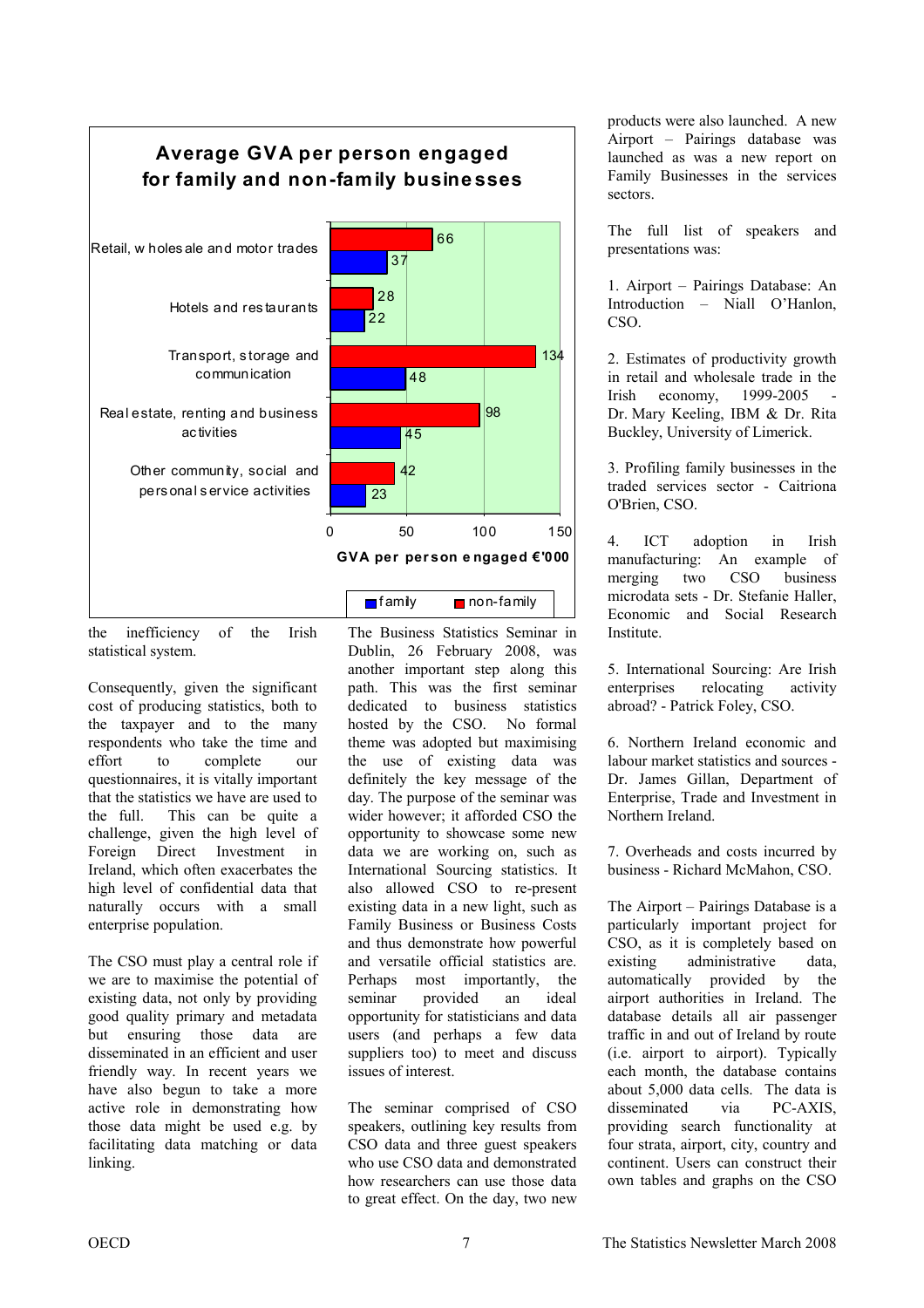**Average GVA per person engaged for family and non-family businesses**

| Sector | family | non-family |
| --- | --- | --- |
| Retail, wholesale and motor trades | 37 | 66 |
| Hotels and restaurants | 22 | 28 |
| Transport, storage and communication | 48 | 134 |
| Real estate, renting and business activities | 45 | 98 |
| Other community, social and personal service activities | 23 | 42 |

GVA per person engaged €'000

the inefficiency of the Irish statistical system.

Consequently, given the significant cost of producing statistics, both to the taxpayer and to the many respondents who take the time and effort to complete our questionnaires, it is vitally important that the statistics we have are used to the full. This can be quite a challenge, given the high level of Foreign Direct Investment in Ireland, which often exacerbates the high level of confidential data that naturally occurs with a small enterprise population.

The CSO must play a central role if we are to maximise the potential of existing data, not only by providing good quality primary and metadata but ensuring those data are disseminated in an efficient and user friendly way. In recent years we have also begun to take a more active role in demonstrating how those data might be used e.g. by facilitating data matching or data linking.

The Business Statistics Seminar in Dublin, 26 February 2008, was another important step along this path. This was the first seminar dedicated to business statistics hosted by the CSO. No formal theme was adopted but maximising the use of existing data was definitely the key message of the day. The purpose of the seminar was wider however; it afforded CSO the opportunity to showcase some new data we are working on, such as International Sourcing statistics. It also allowed CSO to re-present existing data in a new light, such as Family Business or Business Costs and thus demonstrate how powerful and versatile official statistics are. Perhaps most importantly, the seminar provided an ideal opportunity for statisticians and data users (and perhaps a few data suppliers too) to meet and discuss issues of interest.

The seminar comprised of CSO speakers, outlining key results from CSO data and three guest speakers who use CSO data and demonstrated how researchers can use those data to great effect. On the day, two new products were also launched. A new Airport – Pairings database was launched as was a new report on Family Businesses in the services sectors.

The full list of speakers and presentations was:

1. Airport – Pairings Database: An Introduction – Niall O'Hanlon, CSO.

2. Estimates of productivity growth in retail and wholesale trade in the Irish economy, 1999-2005 - Dr. Mary Keeling, IBM & Dr. Rita Buckley, University of Limerick.

3. Profiling family businesses in the traded services sector - Caitriona O'Brien, CSO.

4. ICT adoption in Irish manufacturing: An example of merging two CSO business microdata sets - Dr. Stefanie Haller, Economic and Social Research Institute.

5. International Sourcing: Are Irish enterprises relocating activity abroad? - Patrick Foley, CSO.

6. Northern Ireland economic and labour market statistics and sources - Dr. James Gillan, Department of Enterprise, Trade and Investment in Northern Ireland.

7. Overheads and costs incurred by business - Richard McMahon, CSO.

The Airport – Pairings Database is a particularly important project for CSO, as it is completely based on existing administrative data, automatically provided by the airport authorities in Ireland. The database details all air passenger traffic in and out of Ireland by route (i.e. airport to airport). Typically each month, the database contains about 5,000 data cells. The data is disseminated via PC-AXIS, providing search functionality at four strata, airport, city, country and continent. Users can construct their own tables and graphs on the CSO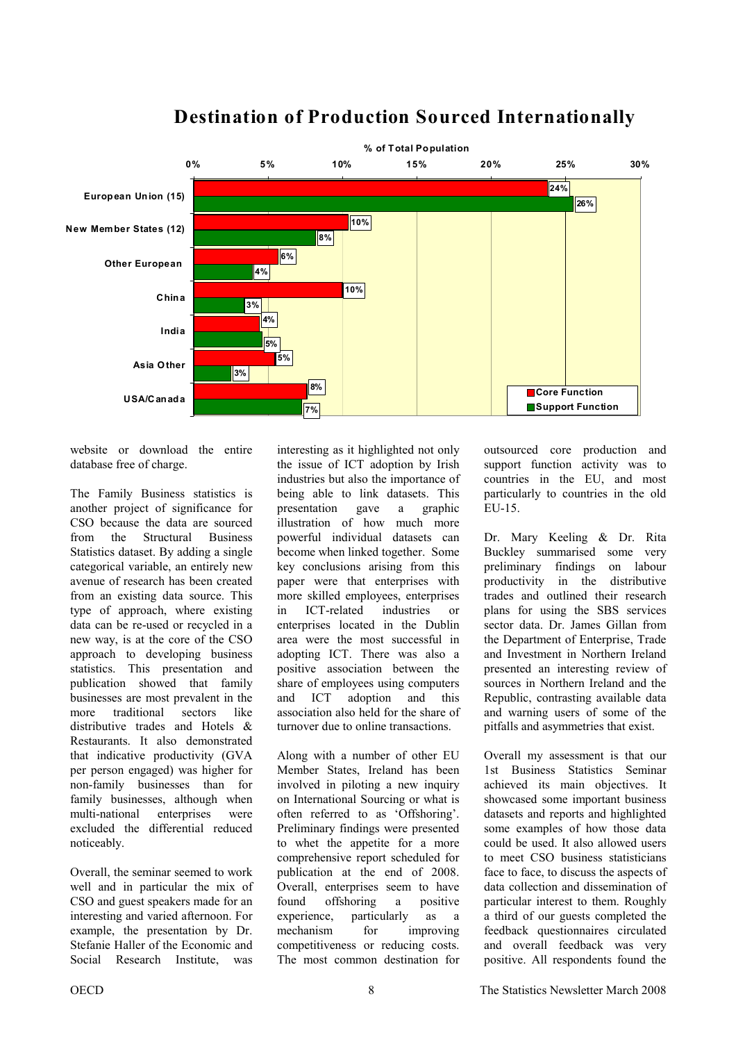## Destination of Production Sourced Internationally

% of Total Population

| | Core Function | Support Function |
|---|---|---|
| European Union (15) | 24% | 26% |
| New Member States (12) | 10% | 8% |
| Other European | 6% | 4% |
| China | 10% | 3% |
| India | 4% | 5% |
| Asia Other | 5% | 3% |
| USA/Canada | 8% | 7% |

website or download the entire database free of charge.

The Family Business statistics is another project of significance for CSO because the data are sourced from the Structural Business Statistics dataset. By adding a single categorical variable, an entirely new avenue of research has been created from an existing data source. This type of approach, where existing data can be re-used or recycled in a new way, is at the core of the CSO approach to developing business statistics. This presentation and publication showed that family businesses are most prevalent in the more traditional sectors like distributive trades and Hotels & Restaurants. It also demonstrated that indicative productivity (GVA per person engaged) was higher for non-family businesses than for family businesses, although when multi-national enterprises were excluded the differential reduced noticeably.

Overall, the seminar seemed to work well and in particular the mix of CSO and guest speakers made for an interesting and varied afternoon. For example, the presentation by Dr. Stefanie Haller of the Economic and Social Research Institute, was interesting as it highlighted not only the issue of ICT adoption by Irish industries but also the importance of being able to link datasets. This presentation gave a graphic illustration of how much more powerful individual datasets can become when linked together. Some key conclusions arising from this paper were that enterprises with more skilled employees, enterprises in ICT-related industries or enterprises located in the Dublin area were the most successful in adopting ICT. There was also a positive association between the share of employees using computers and ICT adoption and this association also held for the share of turnover due to online transactions.

Along with a number of other EU Member States, Ireland has been involved in piloting a new inquiry on International Sourcing or what is often referred to as 'Offshoring'. Preliminary findings were presented to whet the appetite for a more comprehensive report scheduled for publication at the end of 2008. Overall, enterprises seem to have found offshoring a positive experience, particularly as a mechanism for improving competitiveness or reducing costs. The most common destination for outsourced core production and support function activity was to countries in the EU, and most particularly to countries in the old EU-15.

Dr. Mary Keeling & Dr. Rita Buckley summarised some very preliminary findings on labour productivity in the distributive trades and outlined their research plans for using the SBS services sector data. Dr. James Gillan from the Department of Enterprise, Trade and Investment in Northern Ireland presented an interesting review of sources in Northern Ireland and the Republic, contrasting available data and warning users of some of the pitfalls and asymmetries that exist.

Overall my assessment is that our 1st Business Statistics Seminar achieved its main objectives. It showcased some important business datasets and reports and highlighted some examples of how those data could be used. It also allowed users to meet CSO business statisticians face to face, to discuss the aspects of data collection and dissemination of particular interest to them. Roughly a third of our guests completed the feedback questionnaires circulated and overall feedback was very positive. All respondents found the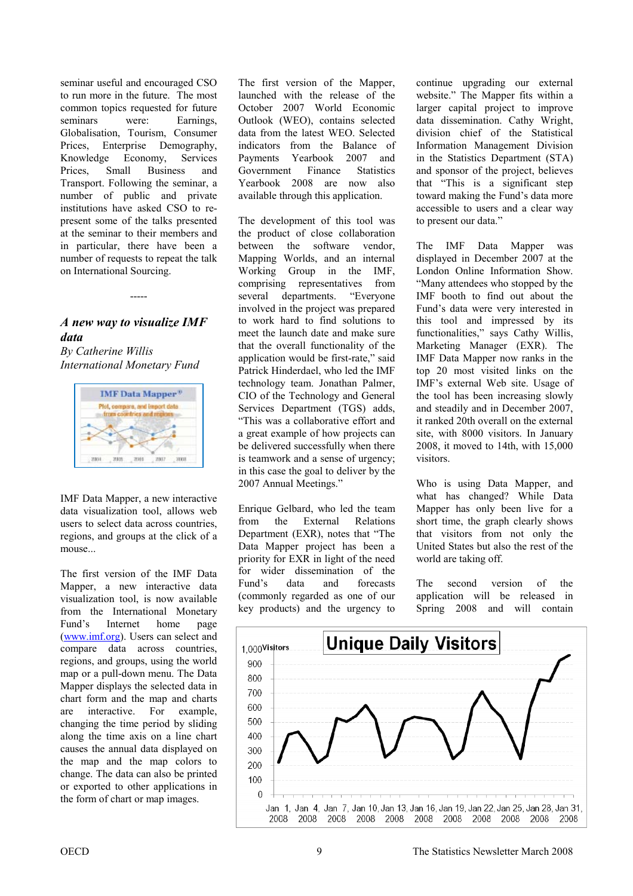seminar useful and encouraged CSO to run more in the future. The most common topics requested for future seminars were: Earnings, Globalisation, Tourism, Consumer Prices, Enterprise Demography, Knowledge Economy, Services Prices, Small Business and Transport. Following the seminar, a number of public and private institutions have asked CSO to re-present some of the talks presented at the seminar to their members and in particular, there have been a number of requests to repeat the talk on International Sourcing.

-----

### *A new way to visualize IMF data*

*By Catherine Willis*
*International Monetary Fund*

IMF Data Mapper, a new interactive data visualization tool, allows web users to select data across countries, regions, and groups at the click of a mouse...

The first version of the IMF Data Mapper, a new interactive data visualization tool, is now available from the International Monetary Fund's Internet home page (www.imf.org). Users can select and compare data across countries, regions, and groups, using the world map or a pull-down menu. The Data Mapper displays the selected data in chart form and the map and charts are interactive. For example, changing the time period by sliding along the time axis on a line chart causes the annual data displayed on the map and the map colors to change. The data can also be printed or exported to other applications in the form of chart or map images.

The first version of the Mapper, launched with the release of the October 2007 World Economic Outlook (WEO), contains selected data from the latest WEO. Selected indicators from the Balance of Payments Yearbook 2007 and Government Finance Statistics Yearbook 2008 are now also available through this application.

The development of this tool was the product of close collaboration between the software vendor, Mapping Worlds, and an internal Working Group in the IMF, comprising representatives from several departments. "Everyone involved in the project was prepared to work hard to find solutions to meet the launch date and make sure that the overall functionality of the application would be first-rate," said Patrick Hinderdael, who led the IMF technology team. Jonathan Palmer, CIO of the Technology and General Services Department (TGS) adds, "This was a collaborative effort and a great example of how projects can be delivered successfully when there is teamwork and a sense of urgency; in this case the goal to deliver by the 2007 Annual Meetings."

Enrique Gelbard, who led the team from the External Relations Department (EXR), notes that "The Data Mapper project has been a priority for EXR in light of the need for wider dissemination of the Fund's data and forecasts (commonly regarded as one of our key products) and the urgency to continue upgrading our external website." The Mapper fits within a larger capital project to improve data dissemination. Cathy Wright, division chief of the Statistical Information Management Division in the Statistics Department (STA) and sponsor of the project, believes that "This is a significant step toward making the Fund's data more accessible to users and a clear way to present our data."

The IMF Data Mapper was displayed in December 2007 at the London Online Information Show. "Many attendees who stopped by the IMF booth to find out about the Fund's data were very interested in this tool and impressed by its functionalities," says Cathy Willis, Marketing Manager (EXR). The IMF Data Mapper now ranks in the top 20 most visited links on the IMF's external Web site. Usage of the tool has been increasing slowly and steadily and in December 2007, it ranked 20th overall on the external site, with 8000 visitors. In January 2008, it moved to 14th, with 15,000 visitors.

Who is using Data Mapper, and what has changed? While Data Mapper has only been live for a short time, the graph clearly shows that visitors from not only the United States but also the rest of the world are taking off.

The second version of the application will be released in Spring 2008 and will contain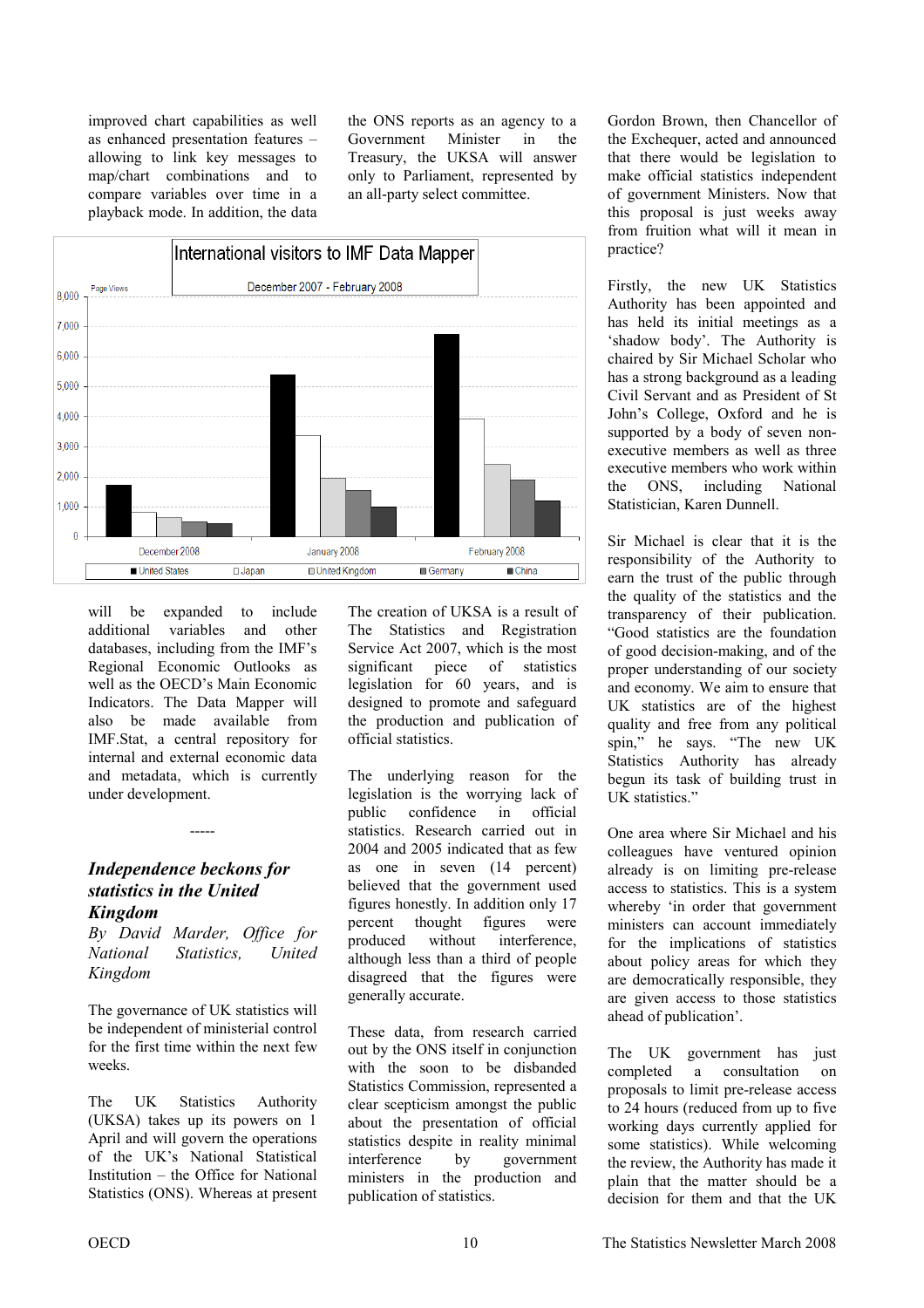improved chart capabilities as well as enhanced presentation features – allowing to link key messages to map/chart combinations and to compare variables over time in a playback mode. In addition, the data will be expanded to include additional variables and other databases, including from the IMF's Regional Economic Outlooks as well as the OECD's Main Economic Indicators. The Data Mapper will also be made available from IMF.Stat, a central repository for internal and external economic data and metadata, which is currently under development.

**International visitors to IMF Data Mapper**

December 2007 - February 2008

Page Views

| | United States | Japan | United Kingdom | Germany | China |
|---|---|---|---|---|---|
| December 2008 | | | | | |
| January 2008 | | | | | |
| February 2008 | | | | | |

-----

## *Independence beckons for statistics in the United Kingdom*

*By David Marder, Office for National Statistics, United Kingdom*

The governance of UK statistics will be independent of ministerial control for the first time within the next few weeks.

The UK Statistics Authority (UKSA) takes up its powers on 1 April and will govern the operations of the UK's National Statistical Institution – the Office for National Statistics (ONS). Whereas at present the ONS reports as an agency to a Government Minister in the Treasury, the UKSA will answer only to Parliament, represented by an all-party select committee.

The creation of UKSA is a result of The Statistics and Registration Service Act 2007, which is the most significant piece of statistics legislation for 60 years, and is designed to promote and safeguard the production and publication of official statistics.

The underlying reason for the legislation is the worrying lack of public confidence in official statistics. Research carried out in 2004 and 2005 indicated that as few as one in seven (14 percent) believed that the government used figures honestly. In addition only 17 percent thought figures were produced without interference, although less than a third of people disagreed that the figures were generally accurate.

These data, from research carried out by the ONS itself in conjunction with the soon to be disbanded Statistics Commission, represented a clear scepticism amongst the public about the presentation of official statistics despite in reality minimal interference by government ministers in the production and publication of statistics.

Gordon Brown, then Chancellor of the Exchequer, acted and announced that there would be legislation to make official statistics independent of government Ministers. Now that this proposal is just weeks away from fruition what will it mean in practice?

Firstly, the new UK Statistics Authority has been appointed and has held its initial meetings as a 'shadow body'. The Authority is chaired by Sir Michael Scholar who has a strong background as a leading Civil Servant and as President of St John's College, Oxford and he is supported by a body of seven non-executive members as well as three executive members who work within the ONS, including National Statistician, Karen Dunnell.

Sir Michael is clear that it is the responsibility of the Authority to earn the trust of the public through the quality of the statistics and the transparency of their publication. "Good statistics are the foundation of good decision-making, and of the proper understanding of our society and economy. We aim to ensure that UK statistics are of the highest quality and free from any political spin," he says. "The new UK Statistics Authority has already begun its task of building trust in UK statistics."

One area where Sir Michael and his colleagues have ventured opinion already is on limiting pre-release access to statistics. This is a system whereby 'in order that government ministers can account immediately for the implications of statistics about policy areas for which they are democratically responsible, they are given access to those statistics ahead of publication'.

The UK government has just completed a consultation on proposals to limit pre-release access to 24 hours (reduced from up to five working days currently applied for some statistics). While welcoming the review, the Authority has made it plain that the matter should be a decision for them and that the UK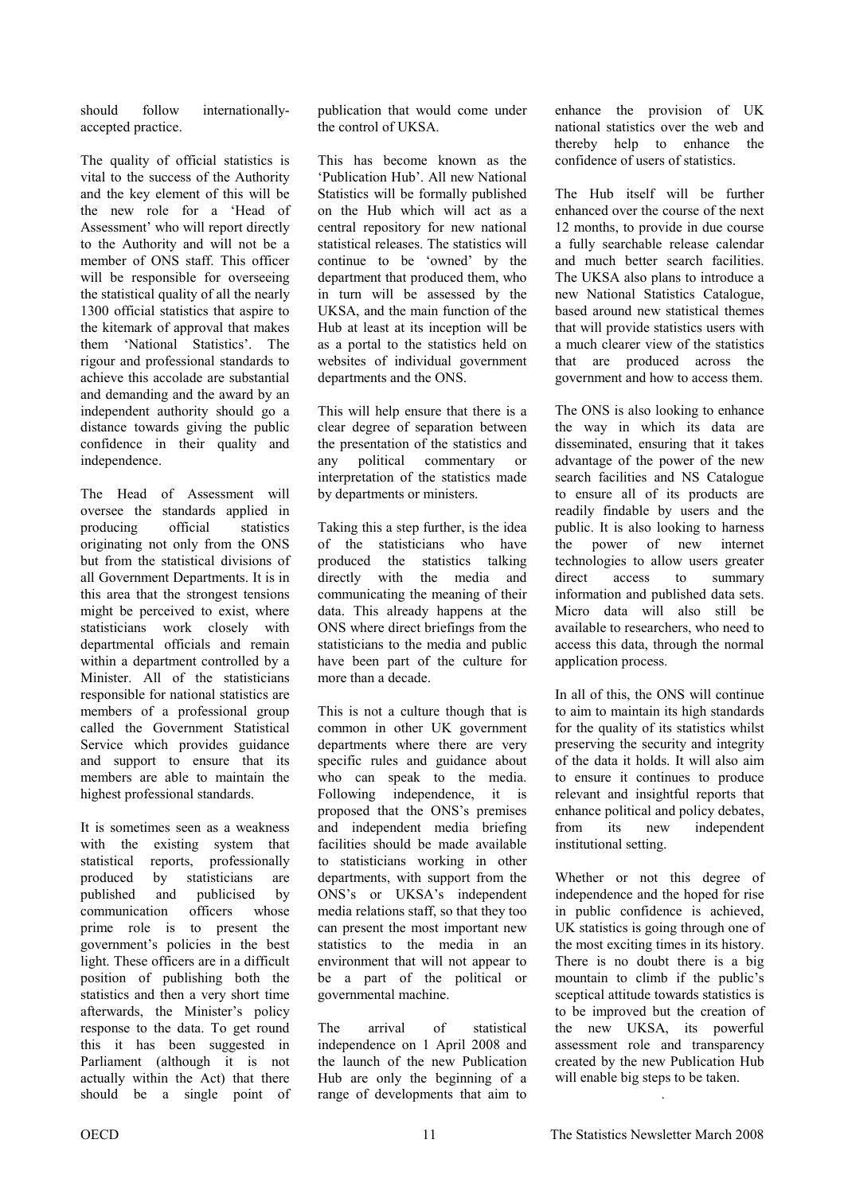should follow internationally-accepted practice.

The quality of official statistics is vital to the success of the Authority and the key element of this will be the new role for a 'Head of Assessment' who will report directly to the Authority and will not be a member of ONS staff. This officer will be responsible for overseeing the statistical quality of all the nearly 1300 official statistics that aspire to the kitemark of approval that makes them 'National Statistics'. The rigour and professional standards to achieve this accolade are substantial and demanding and the award by an independent authority should go a distance towards giving the public confidence in their quality and independence.

The Head of Assessment will oversee the standards applied in producing official statistics originating not only from the ONS but from the statistical divisions of all Government Departments. It is in this area that the strongest tensions might be perceived to exist, where statisticians work closely with departmental officials and remain within a department controlled by a Minister. All of the statisticians responsible for national statistics are members of a professional group called the Government Statistical Service which provides guidance and support to ensure that its members are able to maintain the highest professional standards.

It is sometimes seen as a weakness with the existing system that statistical reports, professionally produced by statisticians are published and publicised by communication officers whose prime role is to present the government's policies in the best light. These officers are in a difficult position of publishing both the statistics and then a very short time afterwards, the Minister's policy response to the data. To get round this it has been suggested in Parliament (although it is not actually within the Act) that there should be a single point of publication that would come under the control of UKSA.

This has become known as the 'Publication Hub'. All new National Statistics will be formally published on the Hub which will act as a central repository for new national statistical releases. The statistics will continue to be 'owned' by the department that produced them, who in turn will be assessed by the UKSA, and the main function of the Hub at least at its inception will be as a portal to the statistics held on websites of individual government departments and the ONS.

This will help ensure that there is a clear degree of separation between the presentation of the statistics and any political commentary or interpretation of the statistics made by departments or ministers.

Taking this a step further, is the idea of the statisticians who have produced the statistics talking directly with the media and communicating the meaning of their data. This already happens at the ONS where direct briefings from the statisticians to the media and public have been part of the culture for more than a decade.

This is not a culture though that is common in other UK government departments where there are very specific rules and guidance about who can speak to the media. Following independence, it is proposed that the ONS's premises and independent media briefing facilities should be made available to statisticians working in other departments, with support from the ONS's or UKSA's independent media relations staff, so that they too can present the most important new statistics to the media in an environment that will not appear to be a part of the political or governmental machine.

The arrival of statistical independence on 1 April 2008 and the launch of the new Publication Hub are only the beginning of a range of developments that aim to enhance the provision of UK national statistics over the web and thereby help to enhance the confidence of users of statistics.

The Hub itself will be further enhanced over the course of the next 12 months, to provide in due course a fully searchable release calendar and much better search facilities. The UKSA also plans to introduce a new National Statistics Catalogue, based around new statistical themes that will provide statistics users with a much clearer view of the statistics that are produced across the government and how to access them.

The ONS is also looking to enhance the way in which its data are disseminated, ensuring that it takes advantage of the power of the new search facilities and NS Catalogue to ensure all of its products are readily findable by users and the public. It is also looking to harness the power of new internet technologies to allow users greater direct access to summary information and published data sets. Micro data will also still be available to researchers, who need to access this data, through the normal application process.

In all of this, the ONS will continue to aim to maintain its high standards for the quality of its statistics whilst preserving the security and integrity of the data it holds. It will also aim to ensure it continues to produce relevant and insightful reports that enhance political and policy debates, from its new independent institutional setting.

Whether or not this degree of independence and the hoped for rise in public confidence is achieved, UK statistics is going through one of the most exciting times in its history. There is no doubt there is a big mountain to climb if the public's sceptical attitude towards statistics is to be improved but the creation of the new UKSA, its powerful assessment role and transparency created by the new Publication Hub will enable big steps to be taken.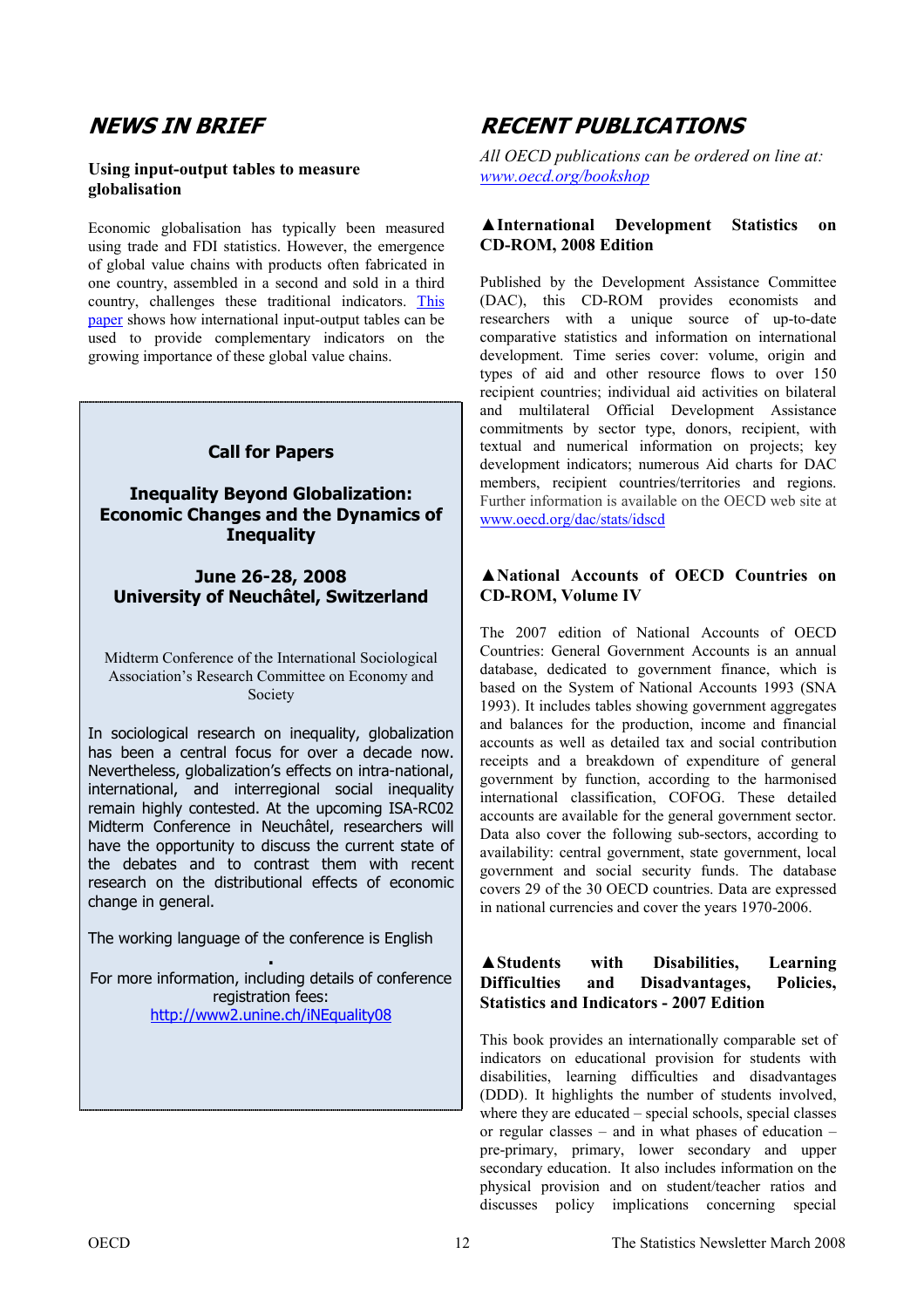## NEWS IN BRIEF

### Using input-output tables to measure globalisation

Economic globalisation has typically been measured using trade and FDI statistics. However, the emergence of global value chains with products often fabricated in one country, assembled in a second and sold in a third country, challenges these traditional indicators. This paper shows how international input-output tables can be used to provide complementary indicators on the growing importance of these global value chains.

**Call for Papers**

**Inequality Beyond Globalization: Economic Changes and the Dynamics of Inequality**

**June 26-28, 2008**
**University of Neuchâtel, Switzerland**

Midterm Conference of the International Sociological Association's Research Committee on Economy and Society

In sociological research on inequality, globalization has been a central focus for over a decade now. Nevertheless, globalization's effects on intra-national, international, and interregional social inequality remain highly contested. At the upcoming ISA-RC02 Midterm Conference in Neuchâtel, researchers will have the opportunity to discuss the current state of the debates and to contrast them with recent research on the distributional effects of economic change in general.

The working language of the conference is English

.

For more information, including details of conference registration fees:
http://www2.unine.ch/iNEquality08

## RECENT PUBLICATIONS

*All OECD publications can be ordered on line at: www.oecd.org/bookshop*

### ▲International Development Statistics on CD-ROM, 2008 Edition

Published by the Development Assistance Committee (DAC), this CD-ROM provides economists and researchers with a unique source of up-to-date comparative statistics and information on international development. Time series cover: volume, origin and types of aid and other resource flows to over 150 recipient countries; individual aid activities on bilateral and multilateral Official Development Assistance commitments by sector type, donors, recipient, with textual and numerical information on projects; key development indicators; numerous Aid charts for DAC members, recipient countries/territories and regions. Further information is available on the OECD web site at www.oecd.org/dac/stats/idscd

### ▲National Accounts of OECD Countries on CD-ROM, Volume IV

The 2007 edition of National Accounts of OECD Countries: General Government Accounts is an annual database, dedicated to government finance, which is based on the System of National Accounts 1993 (SNA 1993). It includes tables showing government aggregates and balances for the production, income and financial accounts as well as detailed tax and social contribution receipts and a breakdown of expenditure of general government by function, according to the harmonised international classification, COFOG. These detailed accounts are available for the general government sector. Data also cover the following sub-sectors, according to availability: central government, state government, local government and social security funds. The database covers 29 of the 30 OECD countries. Data are expressed in national currencies and cover the years 1970-2006.

### ▲Students with Disabilities, Learning Difficulties and Disadvantages, Policies, Statistics and Indicators - 2007 Edition

This book provides an internationally comparable set of indicators on educational provision for students with disabilities, learning difficulties and disadvantages (DDD). It highlights the number of students involved, where they are educated – special schools, special classes or regular classes – and in what phases of education – pre-primary, primary, lower secondary and upper secondary education. It also includes information on the physical provision and on student/teacher ratios and discusses policy implications concerning special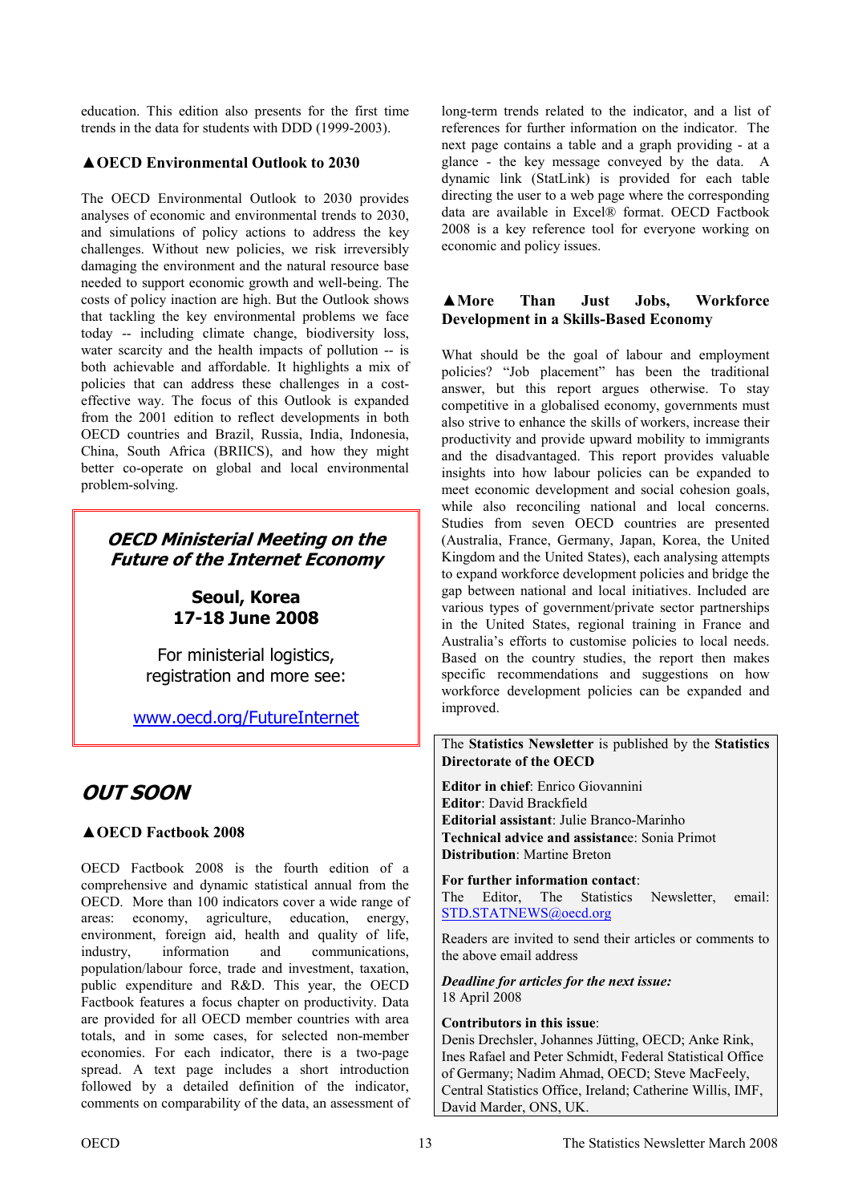education. This edition also presents for the first time trends in the data for students with DDD (1999-2003).

### ▲OECD Environmental Outlook to 2030

The OECD Environmental Outlook to 2030 provides analyses of economic and environmental trends to 2030, and simulations of policy actions to address the key challenges. Without new policies, we risk irreversibly damaging the environment and the natural resource base needed to support economic growth and well-being. The costs of policy inaction are high. But the Outlook shows that tackling the key environmental problems we face today -- including climate change, biodiversity loss, water scarcity and the health impacts of pollution -- is both achievable and affordable. It highlights a mix of policies that can address these challenges in a cost-effective way. The focus of this Outlook is expanded from the 2001 edition to reflect developments in both OECD countries and Brazil, Russia, India, Indonesia, China, South Africa (BRIICS), and how they might better co-operate on global and local environmental problem-solving.

> ***OECD Ministerial Meeting on the Future of the Internet Economy***
>
> **Seoul, Korea**
> **17-18 June 2008**
>
> For ministerial logistics, registration and more see:
>
> www.oecd.org/FutureInternet

## *OUT SOON*

### ▲OECD Factbook 2008

OECD Factbook 2008 is the fourth edition of a comprehensive and dynamic statistical annual from the OECD. More than 100 indicators cover a wide range of areas: economy, agriculture, education, energy, environment, foreign aid, health and quality of life, industry, information and communications, population/labour force, trade and investment, taxation, public expenditure and R&D. This year, the OECD Factbook features a focus chapter on productivity. Data are provided for all OECD member countries with area totals, and in some cases, for selected non-member economies. For each indicator, there is a two-page spread. A text page includes a short introduction followed by a detailed definition of the indicator, comments on comparability of the data, an assessment of long-term trends related to the indicator, and a list of references for further information on the indicator. The next page contains a table and a graph providing - at a glance - the key message conveyed by the data. A dynamic link (StatLink) is provided for each table directing the user to a web page where the corresponding data are available in Excel® format. OECD Factbook 2008 is a key reference tool for everyone working on economic and policy issues.

### ▲More Than Just Jobs, Workforce Development in a Skills-Based Economy

What should be the goal of labour and employment policies? "Job placement" has been the traditional answer, but this report argues otherwise. To stay competitive in a globalised economy, governments must also strive to enhance the skills of workers, increase their productivity and provide upward mobility to immigrants and the disadvantaged. This report provides valuable insights into how labour policies can be expanded to meet economic development and social cohesion goals, while also reconciling national and local concerns. Studies from seven OECD countries are presented (Australia, France, Germany, Japan, Korea, the United Kingdom and the United States), each analysing attempts to expand workforce development policies and bridge the gap between national and local initiatives. Included are various types of government/private sector partnerships in the United States, regional training in France and Australia's efforts to customise policies to local needs. Based on the country studies, the report then makes specific recommendations and suggestions on how workforce development policies can be expanded and improved.

> The **Statistics Newsletter** is published by the **Statistics Directorate of the OECD**
>
> **Editor in chief**: Enrico Giovannini
> **Editor**: David Brackfield
> **Editorial assistant**: Julie Branco-Marinho
> **Technical advice and assistance**: Sonia Primot
> **Distribution**: Martine Breton
>
> **For further information contact**:
> The Editor, The Statistics Newsletter, email: STD.STATNEWS@oecd.org
>
> Readers are invited to send their articles or comments to the above email address
>
> ***Deadline for articles for the next issue:***
> 18 April 2008
>
> **Contributors in this issue**:
> Denis Drechsler, Johannes Jütting, OECD; Anke Rink, Ines Rafael and Peter Schmidt, Federal Statistical Office of Germany; Nadim Ahmad, OECD; Steve MacFeely, Central Statistics Office, Ireland; Catherine Willis, IMF, David Marder, ONS, UK.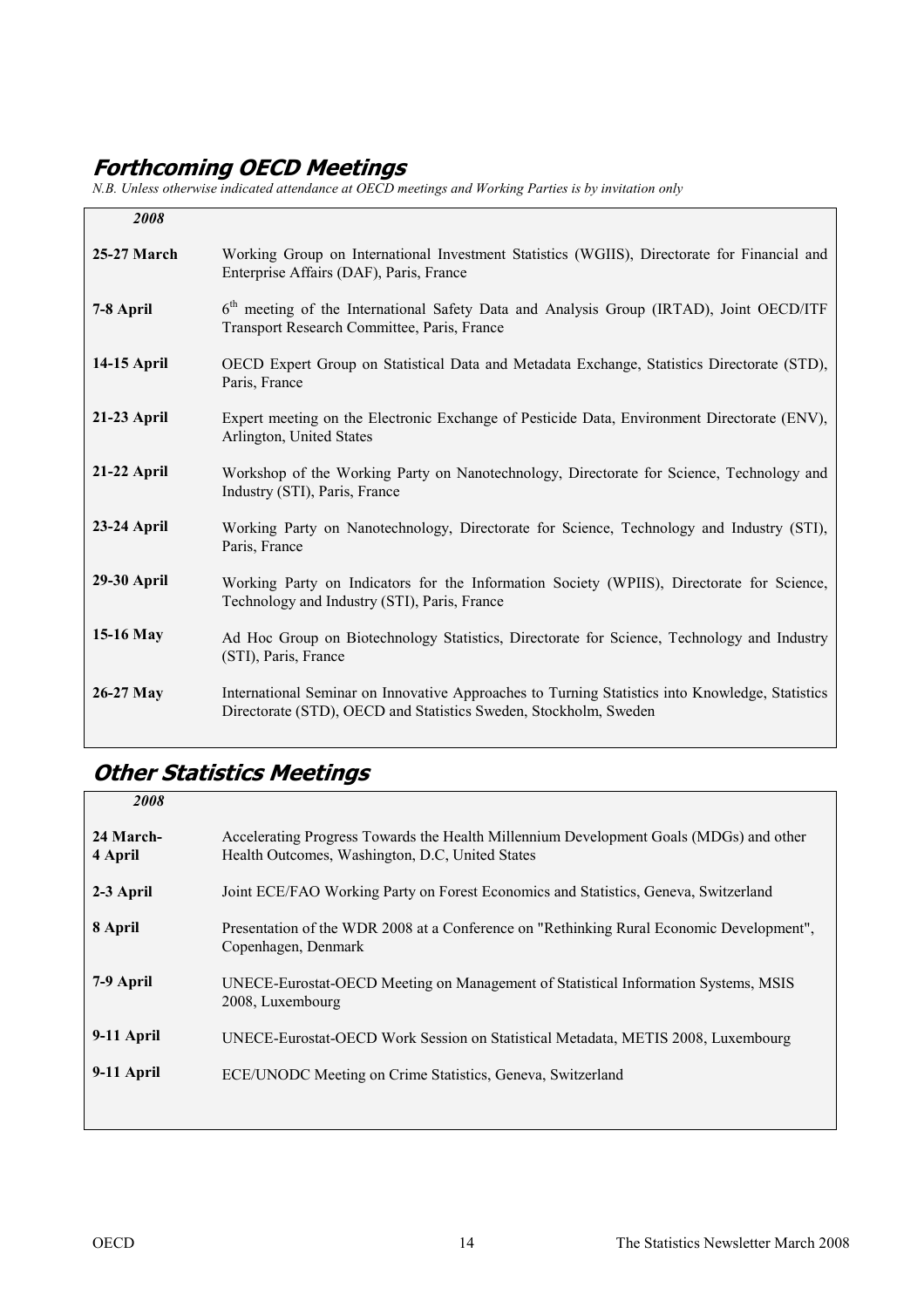## Forthcoming OECD Meetings

*N.B. Unless otherwise indicated attendance at OECD meetings and Working Parties is by invitation only*

| | |
|---|---|
| ***2008*** | |
| **25-27 March** | Working Group on International Investment Statistics (WGIIS), Directorate for Financial and Enterprise Affairs (DAF), Paris, France |
| **7-8 April** | 6th meeting of the International Safety Data and Analysis Group (IRTAD), Joint OECD/ITF Transport Research Committee, Paris, France |
| **14-15 April** | OECD Expert Group on Statistical Data and Metadata Exchange, Statistics Directorate (STD), Paris, France |
| **21-23 April** | Expert meeting on the Electronic Exchange of Pesticide Data, Environment Directorate (ENV), Arlington, United States |
| **21-22 April** | Workshop of the Working Party on Nanotechnology, Directorate for Science, Technology and Industry (STI), Paris, France |
| **23-24 April** | Working Party on Nanotechnology, Directorate for Science, Technology and Industry (STI), Paris, France |
| **29-30 April** | Working Party on Indicators for the Information Society (WPIIS), Directorate for Science, Technology and Industry (STI), Paris, France |
| **15-16 May** | Ad Hoc Group on Biotechnology Statistics, Directorate for Science, Technology and Industry (STI), Paris, France |
| **26-27 May** | International Seminar on Innovative Approaches to Turning Statistics into Knowledge, Statistics Directorate (STD), OECD and Statistics Sweden, Stockholm, Sweden |

## Other Statistics Meetings

| | |
|---|---|
| ***2008*** | |
| **24 March-4 April** | Accelerating Progress Towards the Health Millennium Development Goals (MDGs) and other Health Outcomes, Washington, D.C, United States |
| **2-3 April** | Joint ECE/FAO Working Party on Forest Economics and Statistics, Geneva, Switzerland |
| **8 April** | Presentation of the WDR 2008 at a Conference on "Rethinking Rural Economic Development", Copenhagen, Denmark |
| **7-9 April** | UNECE-Eurostat-OECD Meeting on Management of Statistical Information Systems, MSIS 2008, Luxembourg |
| **9-11 April** | UNECE-Eurostat-OECD Work Session on Statistical Metadata, METIS 2008, Luxembourg |
| **9-11 April** | ECE/UNODC Meeting on Crime Statistics, Geneva, Switzerland |